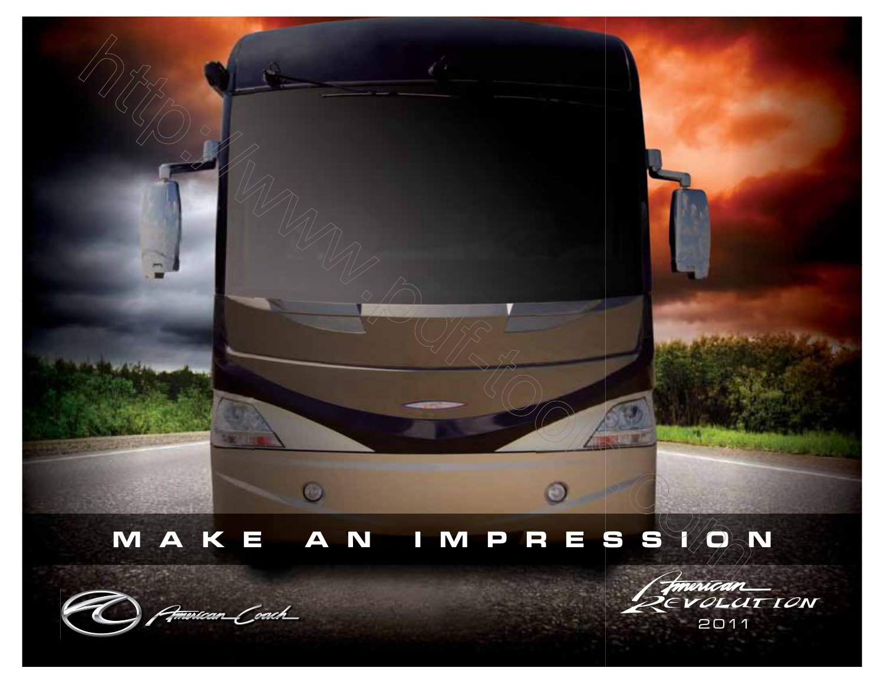# MAKE AN IMPRESSION

American Coach

American Revolution

2011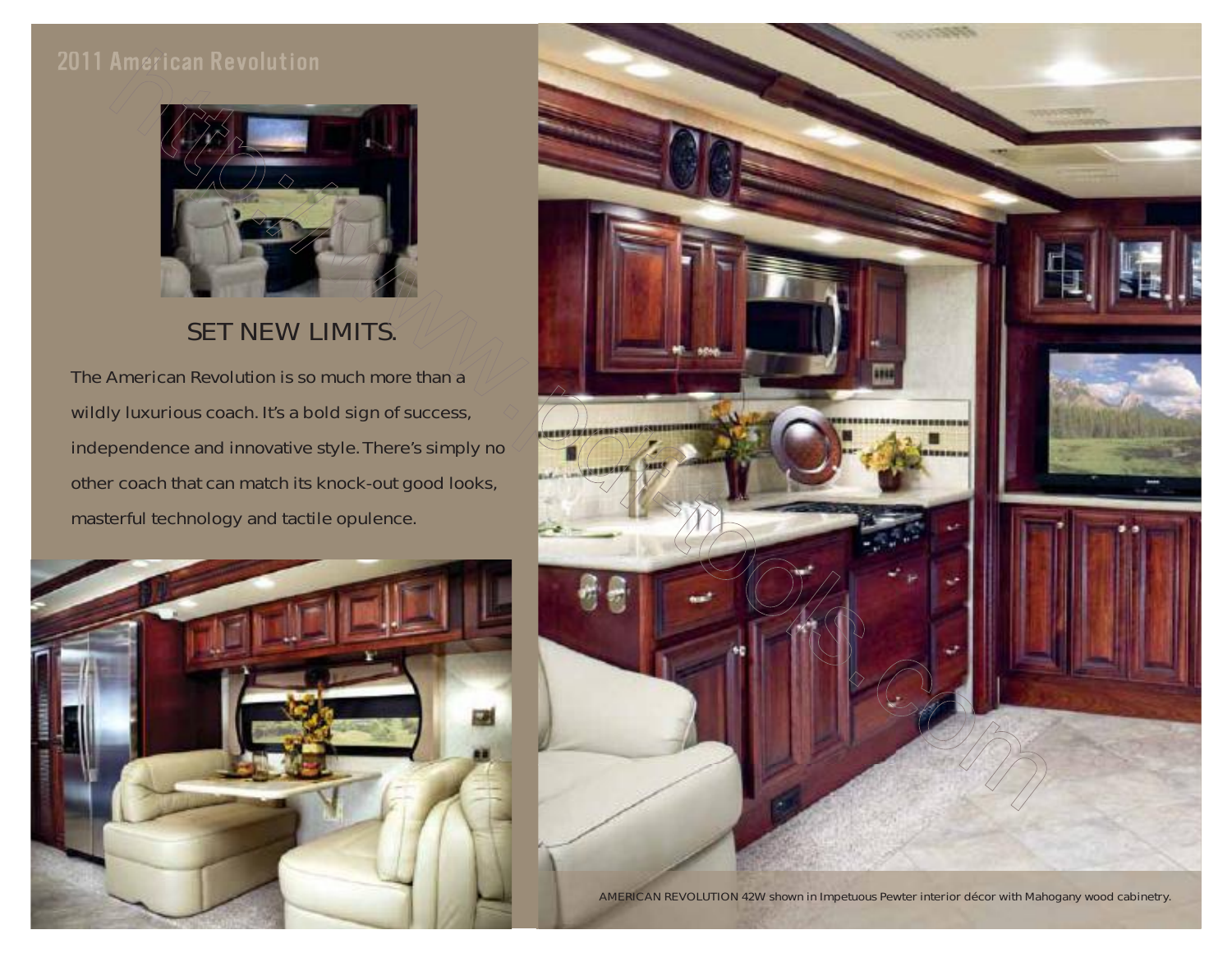2011 American Revolution

## SET NEW LIMITS.

The American Revolution is so much more than a wildly luxurious coach. It's a bold sign of success, independence and innovative style. There's simply no other coach that can match its knock-out good looks, masterful technology and tactile opulence.

AMERICAN REVOLUTION 42W shown in Impetuous Pewter interior décor with Mahogany wood cabinetry.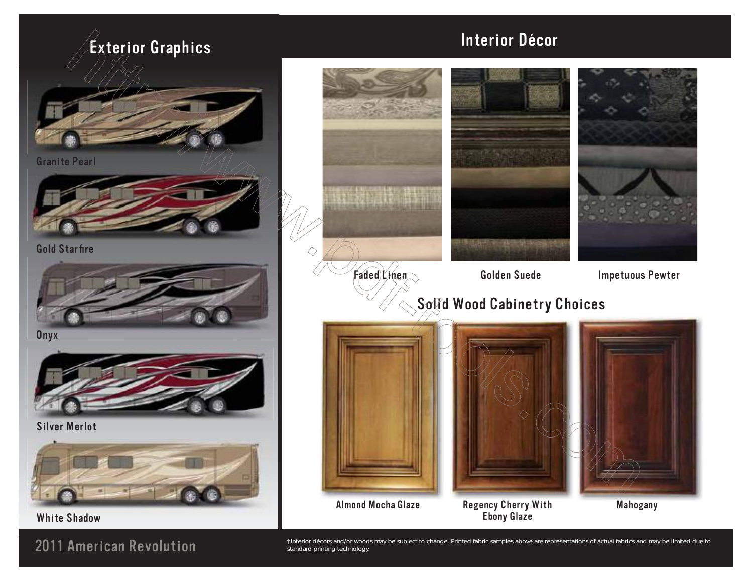## Exterior Graphics

Granite Pearl

Gold Starfire

Onyx

Silver Merlot

White Shadow

## Interior Décor

Faded Linen

Golden Suede

Impetuous Pewter

## Solid Wood Cabinetry Choices

Almond Mocha Glaze

Regency Cherry With Ebony Glaze

Mahogany

2011 American Revolution

†Interior décors and/or woods may be subject to change. Printed fabric samples above are representations of actual fabrics and may be limited due to standard printing technology.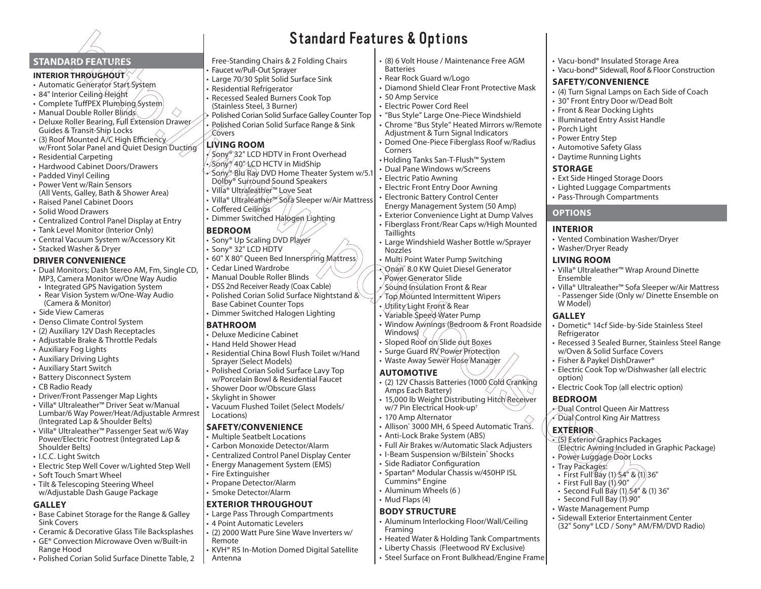# Standard Features & Options

## STANDARD FEATURES

### INTERIOR THROUGHOUT

- Automatic Generator Start System
- 84" Interior Ceiling Height
- Complete TuffPEX Plumbing System
- Manual Double Roller Blinds
- Deluxe Roller Bearing, Full Extension Drawer Guides & Transit-Ship Locks
- (3) Roof Mounted A/C High Efficiency w/Front Solar Panel and Quiet Design Ducting
- Residential Carpeting
- Hardwood Cabinet Doors/Drawers
- Padded Vinyl Ceiling
- Power Vent w/Rain Sensors (All Vents, Galley, Bath & Shower Area)
- Raised Panel Cabinet Doors
- Solid Wood Drawers
- Centralized Control Panel Display at Entry
- Tank Level Monitor (Interior Only)
- Central Vacuum System w/Accessory Kit
- Stacked Washer & Dryer

### DRIVER CONVENIENCE

- Dual Monitors; Dash Stereo AM, Fm, Single CD, MP3, Camera Monitor w/One Way Audio
  - Integrated GPS Navigation System
  - Rear Vision System w/One-Way Audio (Camera & Monitor)
- Side View Cameras
- Denso Climate Control System
- (2) Auxiliary 12V Dash Receptacles
- Adjustable Brake & Throttle Pedals
- Auxiliary Fog Lights
- Auxiliary Driving Lights
- Auxiliary Start Switch
- Battery Disconnect System
- CB Radio Ready
- Driver/Front Passenger Map Lights
- Villa® Ultraleather™ Driver Seat w/Manual Lumbar/6 Way Power/Heat/Adjustable Armrest (Integrated Lap & Shoulder Belts)
- Villa® Ultraleather™ Passenger Seat w/6 Way Power/Electric Footrest (Integrated Lap & Shoulder Belts)
- I.C.C. Light Switch
- Electric Step Well Cover w/Lighted Step Well
- Soft Touch Smart Wheel
- Tilt & Telescoping Steering Wheel w/Adjustable Dash Gauge Package

### GALLEY

- Base Cabinet Storage for the Range & Galley Sink Covers
- Ceramic & Decorative Glass Tile Backsplashes
- GE® Convection Microwave Oven w/Built-in Range Hood
- Polished Corian Solid Surface Dinette Table, 2 Free-Standing Chairs & 2 Folding Chairs
- Faucet w/Pull-Out Sprayer
- Large 70/30 Split Solid Surface Sink
- Residential Refrigerator
- Recessed Sealed Burners Cook Top (Stainless Steel, 3 Burner)
- Polished Corian Solid Surface Galley Counter Top
- Polished Corian Solid Surface Range & Sink Covers

### LIVING ROOM

- Sony® 32" LCD HDTV in Front Overhead
- Sony® 40" LCD HCTV in MidShip
- Sony® Blu Ray DVD Home Theater System w/5.1 Dolby® Surround Sound Speakers
- Villa® Ultraleather™ Love Seat
- Villa® Ultraleather™ Sofa Sleeper w/Air Mattress
- Coffered Ceilings
- Dimmer Switched Halogen Lighting

### BEDROOM

- Sony® Up Scaling DVD Player
- Sony® 32" LCD HDTV
- 60" X 80" Queen Bed Innerspring Mattress
- Cedar Lined Wardrobe
- Manual Double Roller Blinds
- DSS 2nd Receiver Ready (Coax Cable)
- Polished Corian Solid Surface Nightstand & Base Cabinet Counter Tops
- Dimmer Switched Halogen Lighting

### BATHROOM

- Deluxe Medicine Cabinet
- Hand Held Shower Head
- Residential China Bowl Flush Toilet w/Hand Sprayer (Select Models)
- Polished Corian Solid Surface Lavy Top w/Porcelain Bowl & Residential Faucet
- Shower Door w/Obscure Glass
- Skylight in Shower
- Vacuum Flushed Toilet (Select Models/ Locations)

### SAFETY/CONVENIENCE

- Multiple Seatbelt Locations
- Carbon Monoxide Detector/Alarm
- Centralized Control Panel Display Center
- Energy Management System (EMS)
- Fire Extinguisher
- Propane Detector/Alarm
- Smoke Detector/Alarm

### EXTERIOR THROUGHOUT

- Large Pass Through Compartments
- 4 Point Automatic Levelers
- (2) 2000 Watt Pure Sine Wave Inverters w/ Remote
- KVH® R5 In-Motion Domed Digital Satellite Antenna
- (8) 6 Volt House / Maintenance Free AGM Batteries
- Rear Rock Guard w/Logo
- Diamond Shield Clear Front Protective Mask
- 50 Amp Service
- Electric Power Cord Reel
- "Bus Style" Large One-Piece Windshield
- Chrome "Bus Style" Heated Mirrors w/Remote Adjustment & Turn Signal Indicators
- Domed One-Piece Fiberglass Roof w/Radius Corners
- Holding Tanks San-T-Flush™ System
- Dual Pane Windows w/Screens
- Electric Patio Awning
- Electric Front Entry Door Awning
- Electronic Battery Control Center Energy Management System (50 Amp)
- Exterior Convenience Light at Dump Valves
- Fiberglass Front/Rear Caps w/High Mounted Taillights
- Large Windshield Washer Bottle w/Sprayer Nozzles
- Multi Point Water Pump Switching
- Onan® 8.0 KW Quiet Diesel Generator
- Power Generator Slide
- Sound Insulation Front & Rear
- Top Mounted Intermittent Wipers
- Utility Light Front & Rear
- Variable Speed Water Pump
- Window Awnings (Bedroom & Front Roadside Windows)
- Sloped Roof on Slide out Boxes
- Surge Guard RV Power Protection
- Waste Away Sewer Hose Manager

### AUTOMOTIVE

- (2) 12V Chassis Batteries (1000 Cold Cranking Amps Each Battery)
- 15,000 lb Weight Distributing Hitch Receiver w/7 Pin Electrical Hook-up†
- 170 Amp Alternator
- Allison® 3000 MH, 6 Speed Automatic Trans.
- Anti-Lock Brake System (ABS)
- Full Air Brakes w/Automatic Slack Adjusters
- I-Beam Suspension w/Bilstein® Shocks
- Side Radiator Configuration
- Spartan® Modular Chassis w/450HP ISL Cummins® Engine
- Aluminum Wheels (6 )
- Mud Flaps (4)

### BODY STRUCTURE

- Aluminum Interlocking Floor/Wall/Ceiling Framing
- Heated Water & Holding Tank Compartments
- Liberty Chassis (Fleetwood RV Exclusive)
- Steel Surface on Front Bulkhead/Engine Frame
- Vacu-bond® Insulated Storage Area
- Vacu-bond® Sidewall, Roof & Floor Construction

### SAFETY/CONVENIENCE

- (4) Turn Signal Lamps on Each Side of Coach
- 30" Front Entry Door w/Dead Bolt
- Front & Rear Docking Lights
- Illuminated Entry Assist Handle
- Porch Light
- Power Entry Step
- Automotive Safety Glass
- Daytime Running Lights

### STORAGE

- Ext Side Hinged Storage Doors
- Lighted Luggage Compartments
- Pass-Through Compartments

## OPTIONS

### INTERIOR

- Vented Combination Washer/Dryer
- Washer/Dryer Ready

### LIVING ROOM

- Villa® Ultraleather™ Wrap Around Dinette Ensemble
- Villa® Ultraleather™ Sofa Sleeper w/Air Mattress - Passenger Side (Only w/ Dinette Ensemble on W Model)

### GALLEY

- Dometic® 14cf Side-by-Side Stainless Steel Refrigerator
- Recessed 3 Sealed Burner, Stainless Steel Range w/Oven & Solid Surface Covers
- Fisher & Paykel DishDrawer®
- Electric Cook Top w/Dishwasher (all electric option)
- Electric Cook Top (all electric option)

### BEDROOM

- Dual Control Queen Air Mattress
- Dual Control King Air Mattress

### EXTERIOR

- (5) Exterior Graphics Packages (Electric Awning Included in Graphic Package)
- Power Luggage Door Locks
- Tray Packages:
  - First Full Bay (1) 54" & (1) 36"
  - First Full Bay (1) 90"
  - Second Full Bay (1) 54" & (1) 36"
  - Second Full Bay (1) 90"
- Waste Management Pump
- Sidewall Exterior Entertainment Center (32" Sony® LCD / Sony® AM/FM/DVD Radio)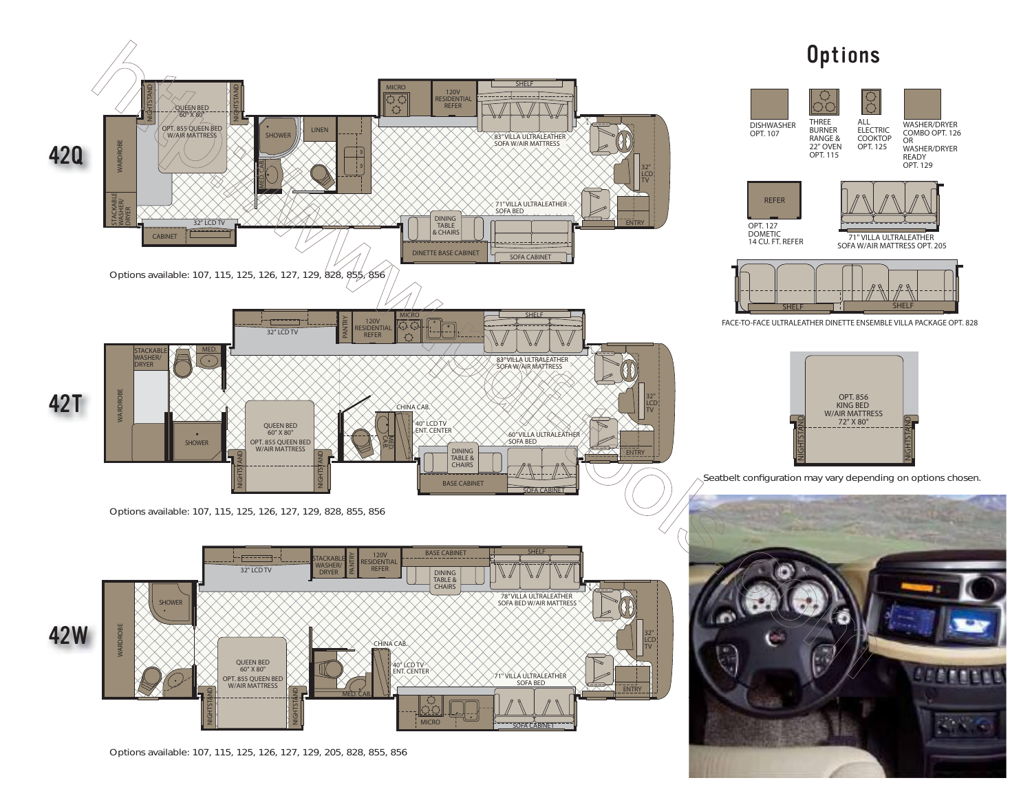## 42Q

QUEEN BED 60" X 80"
OPT. 855 QUEEN BED W/AIR MATTRESS

Options available: 107, 115, 125, 126, 127, 129, 828, 855, 856

## 42T

QUEEN BED 60" X 80"
OPT. 855 QUEEN BED W/AIR MATTRESS

Options available: 107, 115, 125, 126, 127, 129, 828, 855, 856

## 42W

QUEEN BED 60" X 80"
OPT. 855 QUEEN BED W/AIR MATTRESS

Options available: 107, 115, 125, 126, 127, 129, 205, 828, 855, 856

# Options

- DISHWASHER OPT. 107
- THREE BURNER RANGE & 22" OVEN OPT. 115
- ALL ELECTRIC COOKTOP OPT. 125
- WASHER/DRYER COMBO OPT. 126 OR WASHER/DRYER READY OPT. 129
- OPT. 127 DOMETIC 14 CU. FT. REFER
- 71" VILLA ULTRALEATHER SOFA W/AIR MATTRESS OPT. 205
- FACE-TO-FACE ULTRALEATHER DINETTE ENSEMBLE VILLA PACKAGE OPT. 828
- OPT. 856 KING BED W/AIR MATTRESS 72" X 80"

Seatbelt configuration may vary depending on options chosen.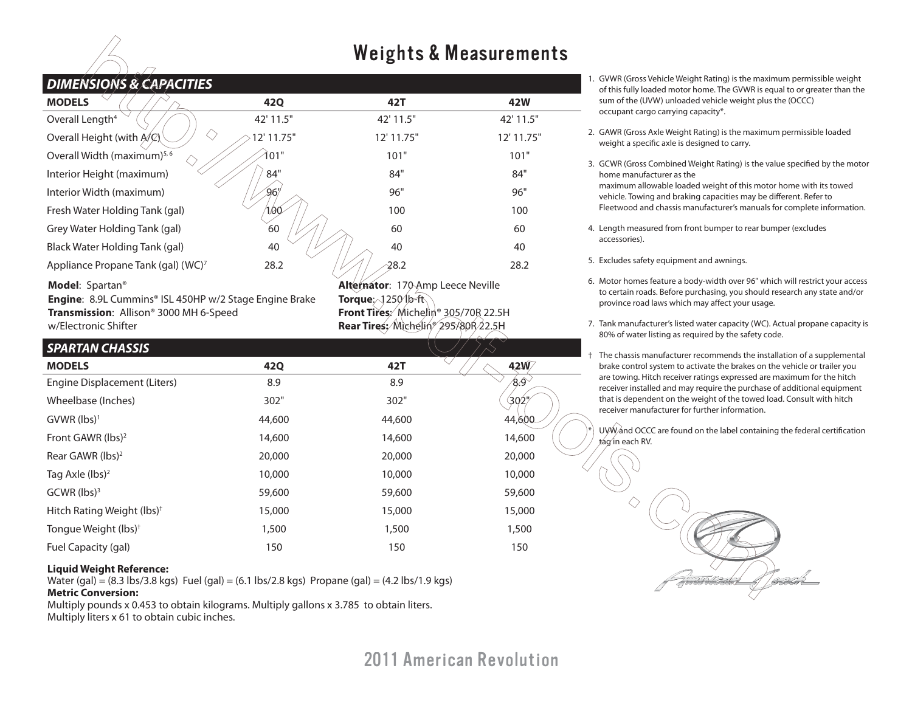# Weights & Measurements

## DIMENSIONS & CAPACITIES

| MODELS | 42Q | 42T | 42W |
|---|---|---|---|
| Overall Length[4] | 42' 11.5" | 42' 11.5" | 42' 11.5" |
| Overall Height (with A/C) | 12' 11.75" | 12' 11.75" | 12' 11.75" |
| Overall Width (maximum)[5, 6] | 101" | 101" | 101" |
| Interior Height (maximum) | 84" | 84" | 84" |
| Interior Width (maximum) | 96" | 96" | 96" |
| Fresh Water Holding Tank (gal) | 100 | 100 | 100 |
| Grey Water Holding Tank (gal) | 60 | 60 | 60 |
| Black Water Holding Tank (gal) | 40 | 40 | 40 |
| Appliance Propane Tank (gal) (WC)[7] | 28.2 | 28.2 | 28.2 |

**Model**: Spartan®
**Engine**: 8.9L Cummins® ISL 450HP w/2 Stage Engine Brake
**Transmission**: Allison® 3000 MH 6-Speed w/Electronic Shifter
**Alternator**: 170 Amp Leece Neville
**Torque**: 1250 lb-ft
**Front Tires**: Michelin® 305/70R 22.5H
**Rear Tires**: Michelin® 295/80R 22.5H

## SPARTAN CHASSIS

| MODELS | 42Q | 42T | 42W |
|---|---|---|---|
| Engine Displacement (Liters) | 8.9 | 8.9 | 8.9 |
| Wheelbase (Inches) | 302" | 302" | 302" |
| GVWR (lbs)[1] | 44,600 | 44,600 | 44,600 |
| Front GAWR (lbs)[2] | 14,600 | 14,600 | 14,600 |
| Rear GAWR (lbs)[2] | 20,000 | 20,000 | 20,000 |
| Tag Axle (lbs)[2] | 10,000 | 10,000 | 10,000 |
| GCWR (lbs)[3] | 59,600 | 59,600 | 59,600 |
| Hitch Rating Weight (lbs)[†] | 15,000 | 15,000 | 15,000 |
| Tongue Weight (lbs)[†] | 1,500 | 1,500 | 1,500 |
| Fuel Capacity (gal) | 150 | 150 | 150 |

**Liquid Weight Reference:**
Water (gal) = (8.3 lbs/3.8 kgs) Fuel (gal) = (6.1 lbs/2.8 kgs) Propane (gal) = (4.2 lbs/1.9 kgs)
**Metric Conversion:**
Multiply pounds x 0.453 to obtain kilograms. Multiply gallons x 3.785 to obtain liters.
Multiply liters x 61 to obtain cubic inches.

1. GVWR (Gross Vehicle Weight Rating) is the maximum permissible weight of this fully loaded motor home. The GVWR is equal to or greater than the sum of the (UVW) unloaded vehicle weight plus the (OCCC) occupant cargo carrying capacity*.
2. GAWR (Gross Axle Weight Rating) is the maximum permissible loaded weight a specific axle is designed to carry.
3. GCWR (Gross Combined Weight Rating) is the value specified by the motor home manufacturer as the maximum allowable loaded weight of this motor home with its towed vehicle. Towing and braking capacities may be different. Refer to Fleetwood and chassis manufacturer's manuals for complete information.
4. Length measured from front bumper to rear bumper (excludes accessories).
5. Excludes safety equipment and awnings.
6. Motor homes feature a body-width over 96" which will restrict your access to certain roads. Before purchasing, you should research any state and/or province road laws which may affect your usage.
7. Tank manufacturer's listed water capacity (WC). Actual propane capacity is 80% of water listing as required by the safety code.

† The chassis manufacturer recommends the installation of a supplemental brake control system to activate the brakes on the vehicle or trailer you are towing. Hitch receiver ratings expressed are maximum for the hitch receiver installed and may require the purchase of additional equipment that is dependent on the weight of the towed load. Consult with hitch receiver manufacturer for further information.

* UVW and OCCC are found on the label containing the federal certification tag in each RV.

2011 American Revolution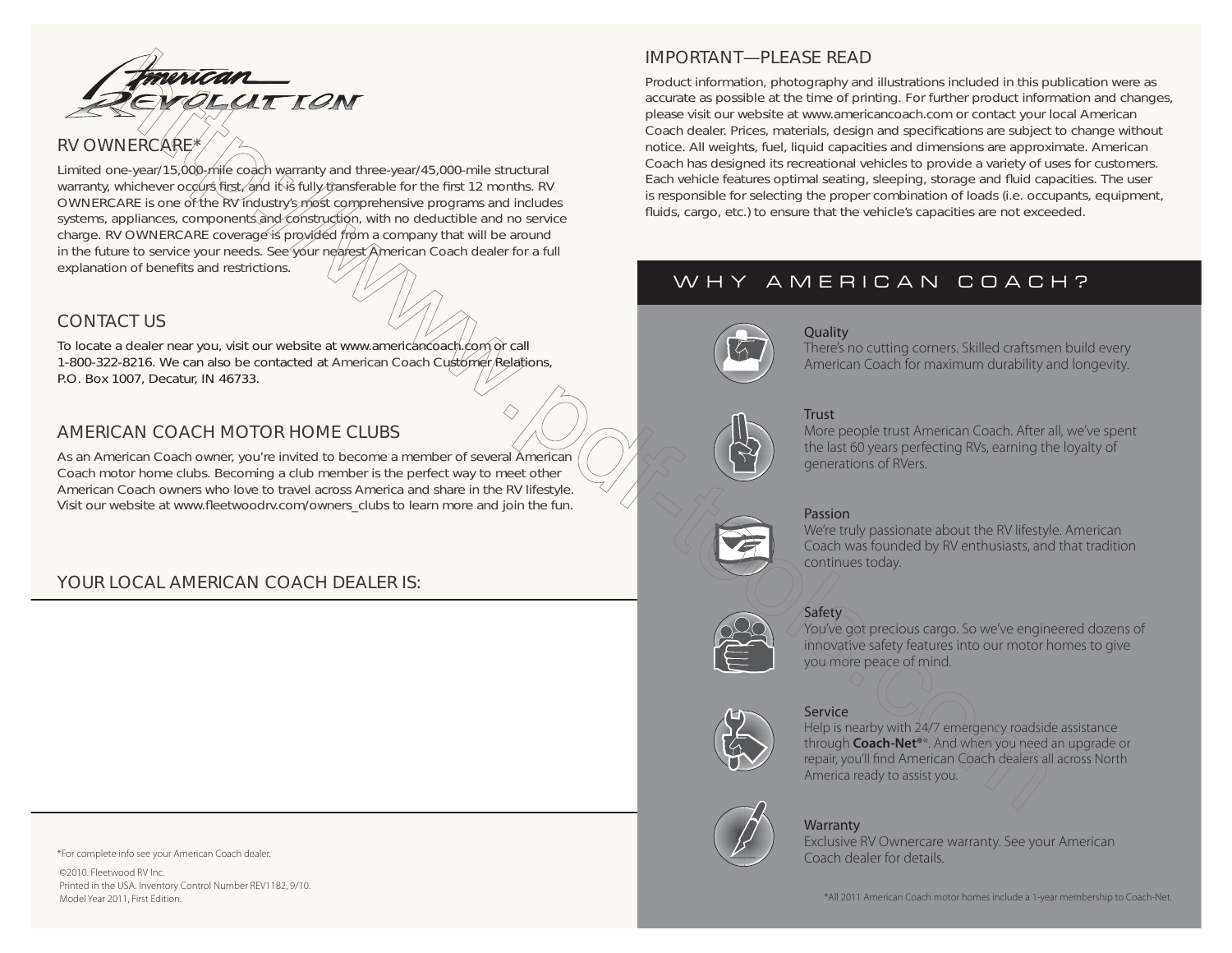American Revolution

## RV OWNERCARE*

Limited one-year/15,000-mile coach warranty and three-year/45,000-mile structural warranty, whichever occurs first, and it is fully transferable for the first 12 months. RV OWNERCARE is one of the RV industry's most comprehensive programs and includes systems, appliances, components and construction, with no deductible and no service charge. RV OWNERCARE coverage is provided from a company that will be around in the future to service your needs. See your nearest American Coach dealer for a full explanation of benefits and restrictions.

## CONTACT US

To locate a dealer near you, visit our website at www.americancoach.com or call 1-800-322-8216. We can also be contacted at American Coach Customer Relations, P.O. Box 1007, Decatur, IN 46733.

## AMERICAN COACH MOTOR HOME CLUBS

As an American Coach owner, you're invited to become a member of several American Coach motor home clubs. Becoming a club member is the perfect way to meet other American Coach owners who love to travel across America and share in the RV lifestyle. Visit our website at www.fleetwoodrv.com/owners_clubs to learn more and join the fun.

## YOUR LOCAL AMERICAN COACH DEALER IS:

*For complete info see your American Coach dealer.

©2010. Fleetwood RV Inc.
Printed in the USA. Inventory Control Number REV11B2, 9/10.
Model Year 2011, First Edition.

## IMPORTANT—PLEASE READ

Product information, photography and illustrations included in this publication were as accurate as possible at the time of printing. For further product information and changes, please visit our website at www.americancoach.com or contact your local American Coach dealer. Prices, materials, design and specifications are subject to change without notice. All weights, fuel, liquid capacities and dimensions are approximate. American Coach has designed its recreational vehicles to provide a variety of uses for customers. Each vehicle features optimal seating, sleeping, storage and fluid capacities. The user is responsible for selecting the proper combination of loads (i.e. occupants, equipment, fluids, cargo, etc.) to ensure that the vehicle's capacities are not exceeded.

## WHY AMERICAN COACH?

**Quality**
There's no cutting corners. Skilled craftsmen build every American Coach for maximum durability and longevity.

**Trust**
More people trust American Coach. After all, we've spent the last 60 years perfecting RVs, earning the loyalty of generations of RVers.

**Passion**
We're truly passionate about the RV lifestyle. American Coach was founded by RV enthusiasts, and that tradition continues today.

**Safety**
You've got precious cargo. So we've engineered dozens of innovative safety features into our motor homes to give you more peace of mind.

**Service**
Help is nearby with 24/7 emergency roadside assistance through **Coach-Net®***. And when you need an upgrade or repair, you'll find American Coach dealers all across North America ready to assist you.

**Warranty**
Exclusive RV Ownercare warranty. See your American Coach dealer for details.

*All 2011 American Coach motor homes include a 1-year membership to Coach-Net.